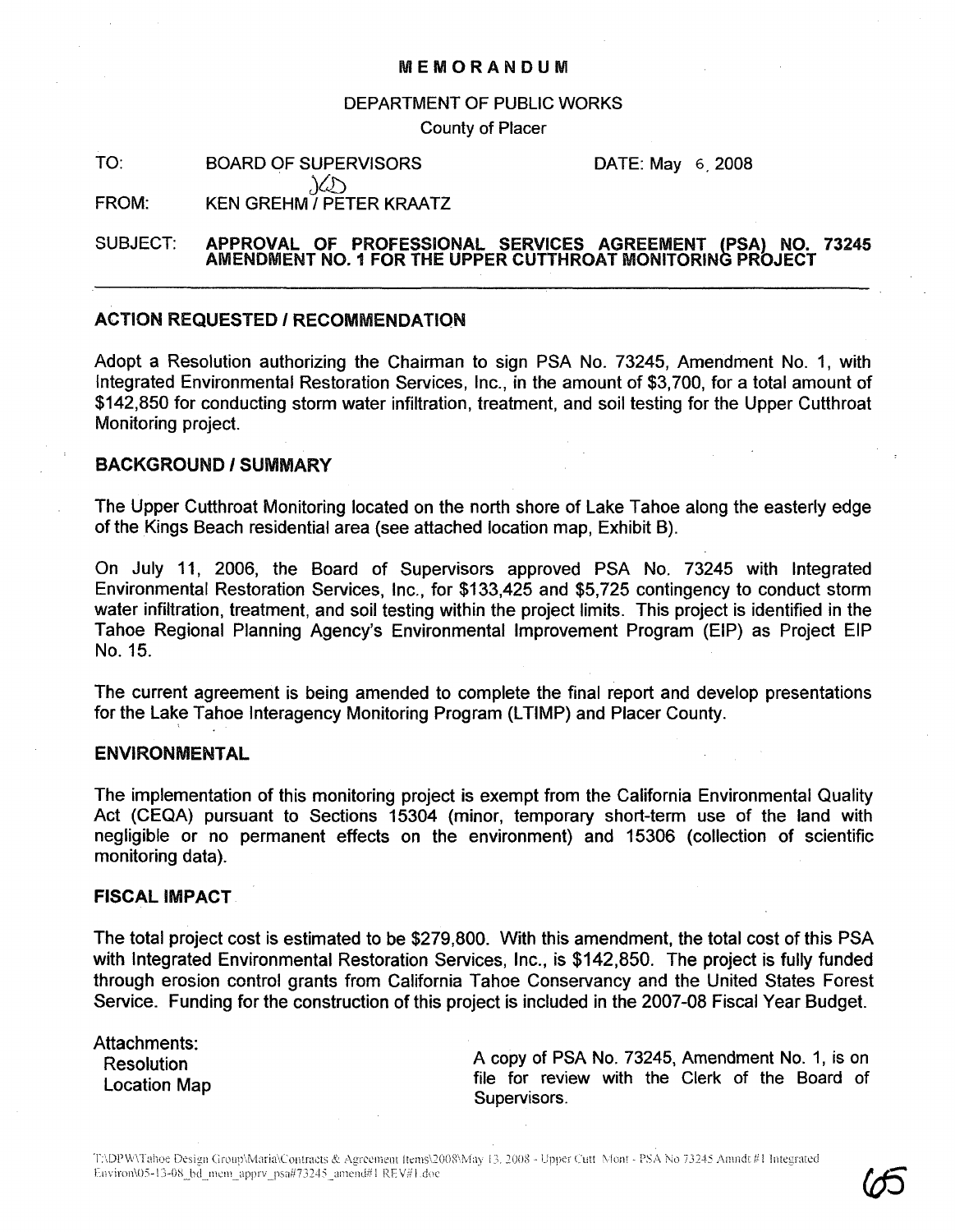# MEMORANDUM

DEPARTMENT OF PUBLIC WORKS

County of Placer

TO: BOARD OF SUPERVISORS DATE: May 6, 2008

FROM: KEN GREHM / PETER KRAATZ

SUBJECT: **APPROVAL OF PROFESSIONAL SERVICES AGREEMENT (PSA) NO. 73245 AMENDMENT NO. 1 FOR THE UPPER CUTTHROAT MONITORING PROJECT**

---

## ACTION REQUESTED / RECOMMENDATION

Adopt a Resolution authorizing the Chairman to sign PSA No. 73245, Amendment No. 1, with Integrated Environmental Restoration Services, Inc., in the amount of $3,700, for a total amount of $142,850 for conducting storm water infiltration, treatment, and soil testing for the Upper Cutthroat Monitoring project.

## BACKGROUND / SUMMARY

The Upper Cutthroat Monitoring located on the north shore of Lake Tahoe along the easterly edge of the Kings Beach residential area (see attached location map, Exhibit B).

On July 11, 2006, the Board of Supervisors approved PSA No. 73245 with Integrated Environmental Restoration Services, Inc., for $133,425 and $5,725 contingency to conduct storm water infiltration, treatment, and soil testing within the project limits. This project is identified in the Tahoe Regional Planning Agency's Environmental Improvement Program (EIP) as Project EIP No. 15.

The current agreement is being amended to complete the final report and develop presentations for the Lake Tahoe Interagency Monitoring Program (LTIMP) and Placer County.

## ENVIRONMENTAL

The implementation of this monitoring project is exempt from the California Environmental Quality Act (CEQA) pursuant to Sections 15304 (minor, temporary short-term use of the land with negligible or no permanent effects on the environment) and 15306 (collection of scientific monitoring data).

## FISCAL IMPACT

The total project cost is estimated to be $279,800. With this amendment, the total cost of this PSA with Integrated Environmental Restoration Services, Inc., is $142,850. The project is fully funded through erosion control grants from California Tahoe Conservancy and the United States Forest Service. Funding for the construction of this project is included in the 2007-08 Fiscal Year Budget.

Attachments:
- Resolution
- Location Map

A copy of PSA No. 73245, Amendment No. 1, is on file for review with the Clerk of the Board of Supervisors.

T:\DPW\Tahoe Design Group\Maria\Contracts & Agreement Items\2008\May 13, 2008 - Upper Cutt Mont - PSA No 73245 Amndt #1 Integrated Environ\05-13-08_bd_mem_apprv_psa#73245_amend#1 REV#1.doc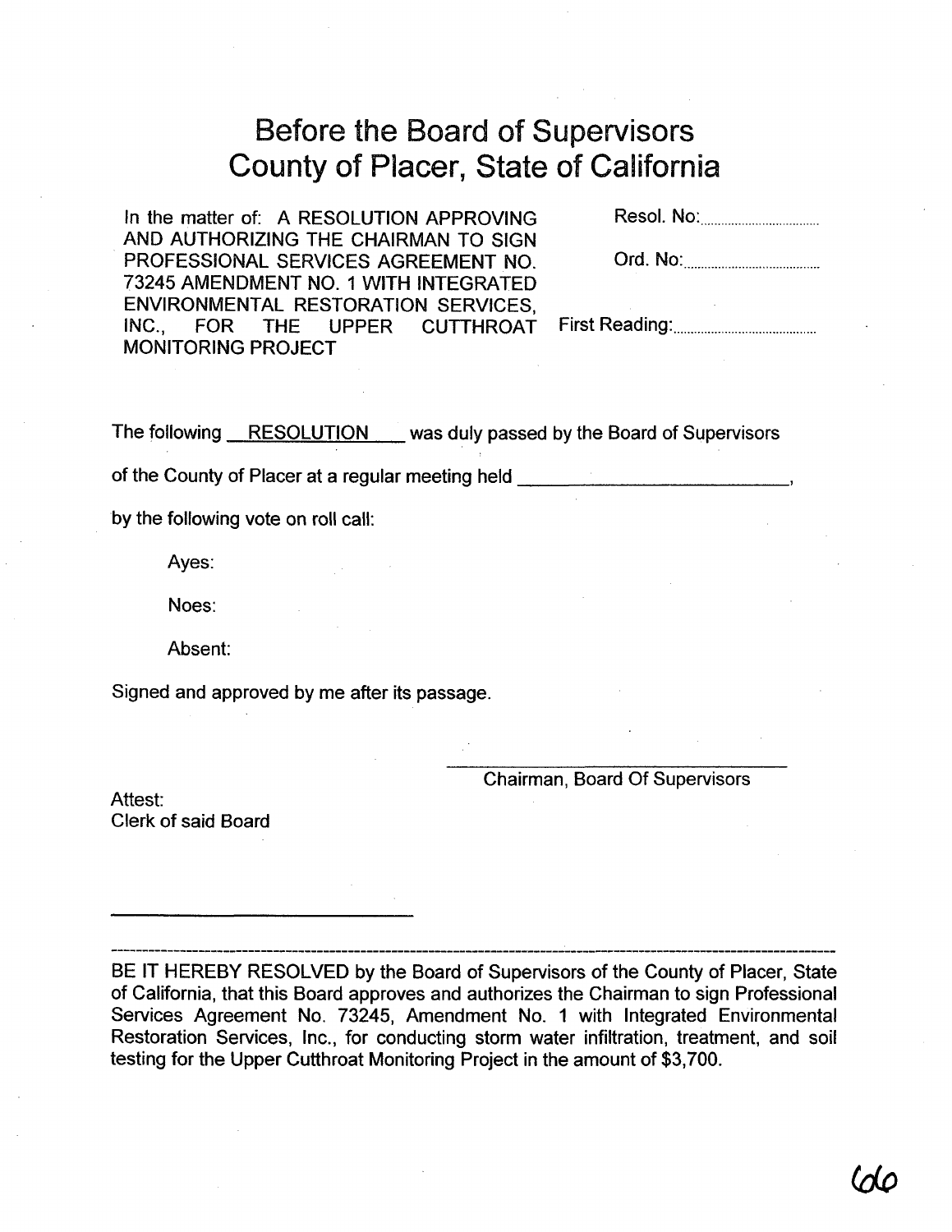# Before the Board of Supervisors
# County of Placer, State of California

In the matter of: A RESOLUTION APPROVING AND AUTHORIZING THE CHAIRMAN TO SIGN PROFESSIONAL SERVICES AGREEMENT NO. 73245 AMENDMENT NO. 1 WITH INTEGRATED ENVIRONMENTAL RESTORATION SERVICES, INC., FOR THE UPPER CUTTHROAT MONITORING PROJECT

Resol. No:..............................

Ord. No:..............................

First Reading:..............................

The following RESOLUTION was duly passed by the Board of Supervisors of the County of Placer at a regular meeting held ____________________,

by the following vote on roll call:

Ayes:

Noes:

Absent:

Signed and approved by me after its passage.

______________________________
Chairman, Board Of Supervisors

Attest:
Clerk of said Board

______________________________

---

BE IT HEREBY RESOLVED by the Board of Supervisors of the County of Placer, State of California, that this Board approves and authorizes the Chairman to sign Professional Services Agreement No. 73245, Amendment No. 1 with Integrated Environmental Restoration Services, Inc., for conducting storm water infiltration, treatment, and soil testing for the Upper Cutthroat Monitoring Project in the amount of $3,700.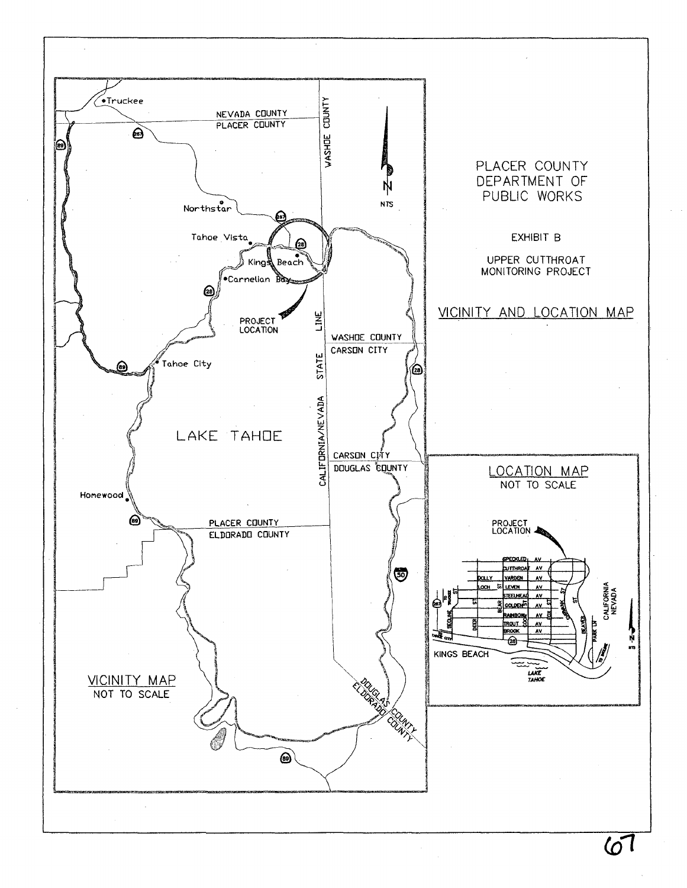PLACER COUNTY
DEPARTMENT OF
PUBLIC WORKS

EXHIBIT B

UPPER CUTTHROAT
MONITORING PROJECT

VICINITY AND LOCATION MAP

Truckee

NEVADA COUNTY

PLACER COUNTY

WASHOE COUNTY

N

NTS

Northstar

Tahoe Vista

Kings Beach

Carnelian Bay

PROJECT LOCATION

Tahoe City

WASHOE COUNTY

CARSON CITY

LAKE TAHOE

CALIFORNIA/NEVADA STATE LINE

CARSON CITY

DOUGLAS COUNTY

Homewood

PLACER COUNTY

ELDORADO COUNTY

DOUGLAS COUNTY

ELDORADO COUNTY

VICINITY MAP
NOT TO SCALE

LOCATION MAP
NOT TO SCALE

PROJECT LOCATION

SPECKLED AV

CUTTHROAT AV

DOLLY VARDEN AV

LOCH LEVEN AV

STEELHEAD AV

GOLDEN AV

RAINBOW AV

TROUT AV

BROOK AV

BEAR ST

DEER ST

SECLINE ST

COOK ST

FOX ST

CHIPMUNK ST

BEAVER

PARK LN

CALIFORNIA

NEVADA

KINGS BEACH

LAKE TAHOE

67